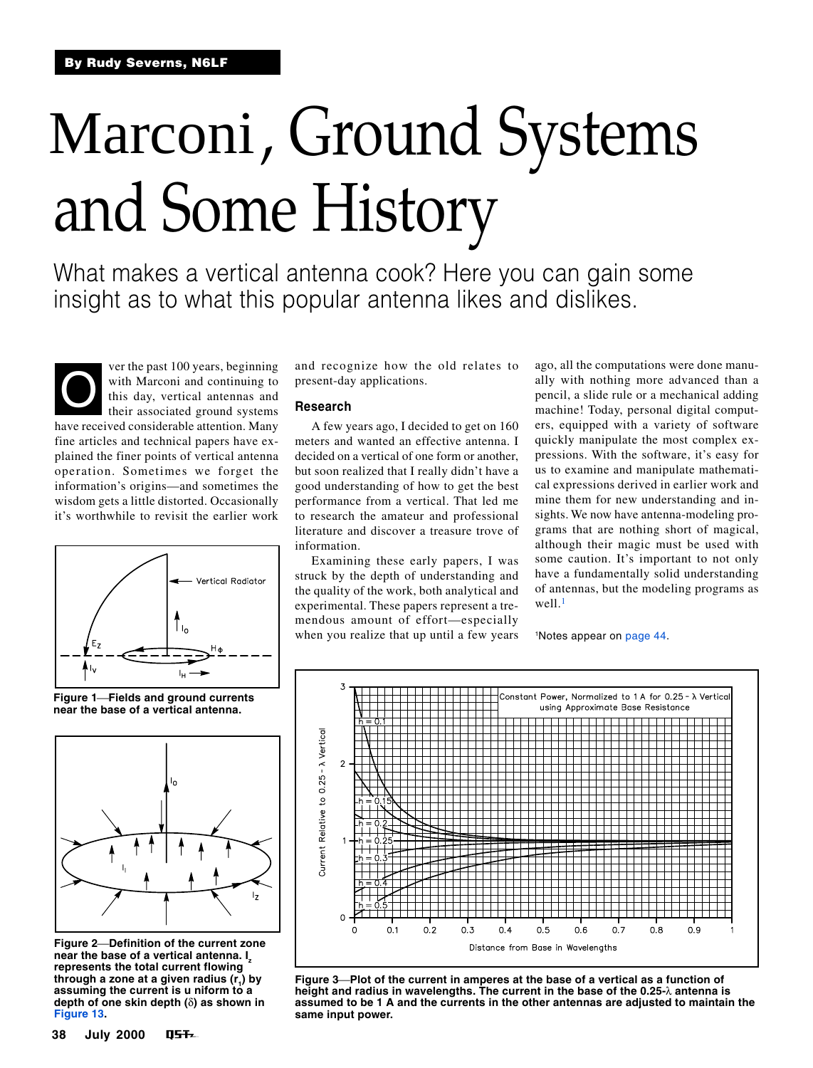By Rudy Severns, N6LF

# Marconi, Ground Systems and Some History

What makes a vertical antenna cook? Here you can gain some insight as to what this popular antenna likes and dislikes.

Over the past 100 years, beginning with Marconi and continuing to this day, vertical antennas and their associated ground systems have received considerable attention. Many fine articles and technical papers have explained the finer points of vertical antenna operation. Sometimes we forget the information's origins—and sometimes the wisdom gets a little distorted. Occasionally it's worthwhile to revisit the earlier work and recognize how the old relates to present-day applications.

## Research

A few years ago, I decided to get on 160 meters and wanted an effective antenna. I decided on a vertical of one form or another, but soon realized that I really didn't have a good understanding of how to get the best performance from a vertical. That led me to research the amateur and professional literature and discover a treasure trove of information.

Examining these early papers, I was struck by the depth of understanding and the quality of the work, both analytical and experimental. These papers represent a tremendous amount of effort—especially when you realize that up until a few years ago, all the computations were done manually with nothing more advanced than a pencil, a slide rule or a mechanical adding machine! Today, personal digital computers, equipped with a variety of software quickly manipulate the most complex expressions. With the software, it's easy for us to examine and manipulate mathematical expressions derived in earlier work and mine them for new understanding and insights. We now have antenna-modeling programs that are nothing short of magical, although their magic must be used with some caution. It's important to not only have a fundamentally solid understanding of antennas, but the modeling programs as well.[1]

[1]Notes appear on page 44.

**Figure 1—Fields and ground currents near the base of a vertical antenna.**

**Figure 2—Definition of the current zone near the base of a vertical antenna. $I_z$ represents the total current flowing through a zone at a given radius ($r_1$) by assuming the current is uniform to a depth of one skin depth ($\delta$) as shown in Figure 13.**

**Figure 3—Plot of the current in amperes at the base of a vertical as a function of height and radius in wavelengths. The current in the base of the 0.25-$\lambda$ antenna is assumed to be 1 A and the currents in the other antennas are adjusted to maintain the same input power.**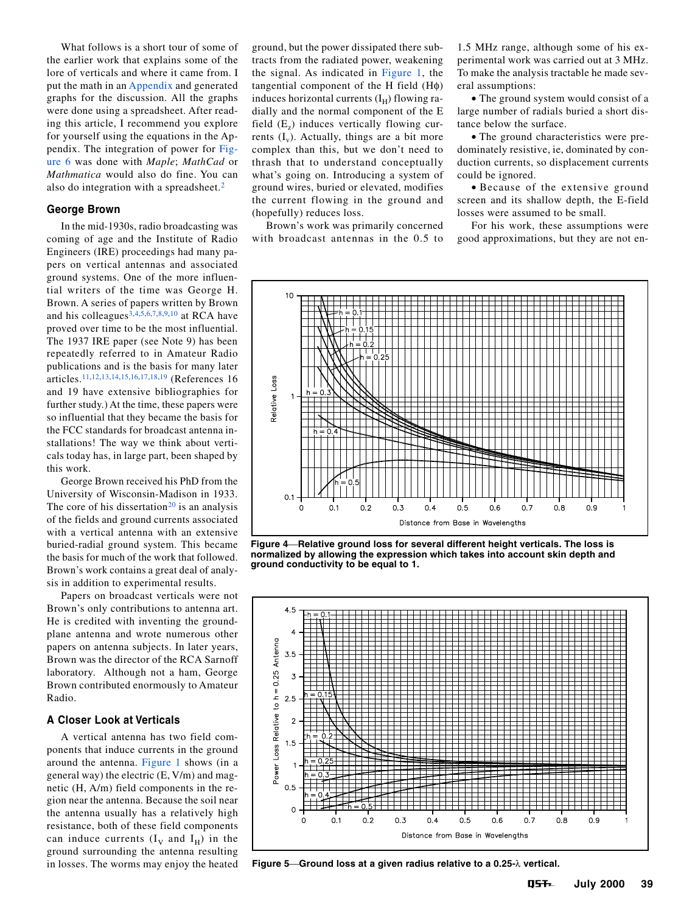What follows is a short tour of some of the earlier work that explains some of the lore of verticals and where it came from. I put the math in an Appendix and generated graphs for the discussion. All the graphs were done using a spreadsheet. After reading this article, I recommend you explore for yourself using the equations in the Appendix. The integration of power for Figure 6 was done with *Maple*; *MathCad* or *Mathmatica* would also do fine. You can also do integration with a spreadsheet.[2]

## George Brown

In the mid-1930s, radio broadcasting was coming of age and the Institute of Radio Engineers (IRE) proceedings had many papers on vertical antennas and associated ground systems. One of the more influential writers of the time was George H. Brown. A series of papers written by Brown and his colleagues[3,4,5,6,7,8,9,10] at RCA have proved over time to be the most influential. The 1937 IRE paper (see Note 9) has been repeatedly referred to in Amateur Radio publications and is the basis for many later articles.[11,12,13,14,15,16,17,18,19] (References 16 and 19 have extensive bibliographies for further study.) At the time, these papers were so influential that they became the basis for the FCC standards for broadcast antenna installations! The way we think about verticals today has, in large part, been shaped by this work.

George Brown received his PhD from the University of Wisconsin-Madison in 1933. The core of his dissertation[20] is an analysis of the fields and ground currents associated with a vertical antenna with an extensive buried-radial ground system. This became the basis for much of the work that followed. Brown's work contains a great deal of analysis in addition to experimental results.

Papers on broadcast verticals were not Brown's only contributions to antenna art. He is credited with inventing the ground-plane antenna and wrote numerous other papers on antenna subjects. In later years, Brown was the director of the RCA Sarnoff laboratory. Although not a ham, George Brown contributed enormously to Amateur Radio.

## A Closer Look at Verticals

A vertical antenna has two field components that induce currents in the ground around the antenna. Figure 1 shows (in a general way) the electric (E, V/m) and magnetic (H, A/m) field components in the region near the antenna. Because the soil near the antenna usually has a relatively high resistance, both of these field components can induce currents ($I_V$ and $I_H$) in the ground surrounding the antenna resulting in losses. The worms may enjoy the heated ground, but the power dissipated there subtracts from the radiated power, weakening the signal. As indicated in Figure 1, the tangential component of the H field ($H\phi$) induces horizontal currents ($I_H$) flowing radially and the normal component of the E field ($E_z$) induces vertically flowing currents ($I_v$). Actually, things are a bit more complex than this, but we don't need to thrash that to understand conceptually what's going on. Introducing a system of ground wires, buried or elevated, modifies the current flowing in the ground and (hopefully) reduces loss.

Brown's work was primarily concerned with broadcast antennas in the 0.5 to 1.5 MHz range, although some of his experimental work was carried out at 3 MHz. To make the analysis tractable he made several assumptions:

- The ground system would consist of a large number of radials buried a short distance below the surface.
- The ground characteristics were predominately resistive, ie, dominated by conduction currents, so displacement currents could be ignored.
- Because of the extensive ground screen and its shallow depth, the E-field losses were assumed to be small.

For his work, these assumptions were good approximations, but they are not en-

**Figure 4—Relative ground loss for several different height verticals. The loss is normalized by allowing the expression which takes into account skin depth and ground conductivity to be equal to 1.**

**Figure 5—Ground loss at a given radius relative to a 0.25-λ vertical.**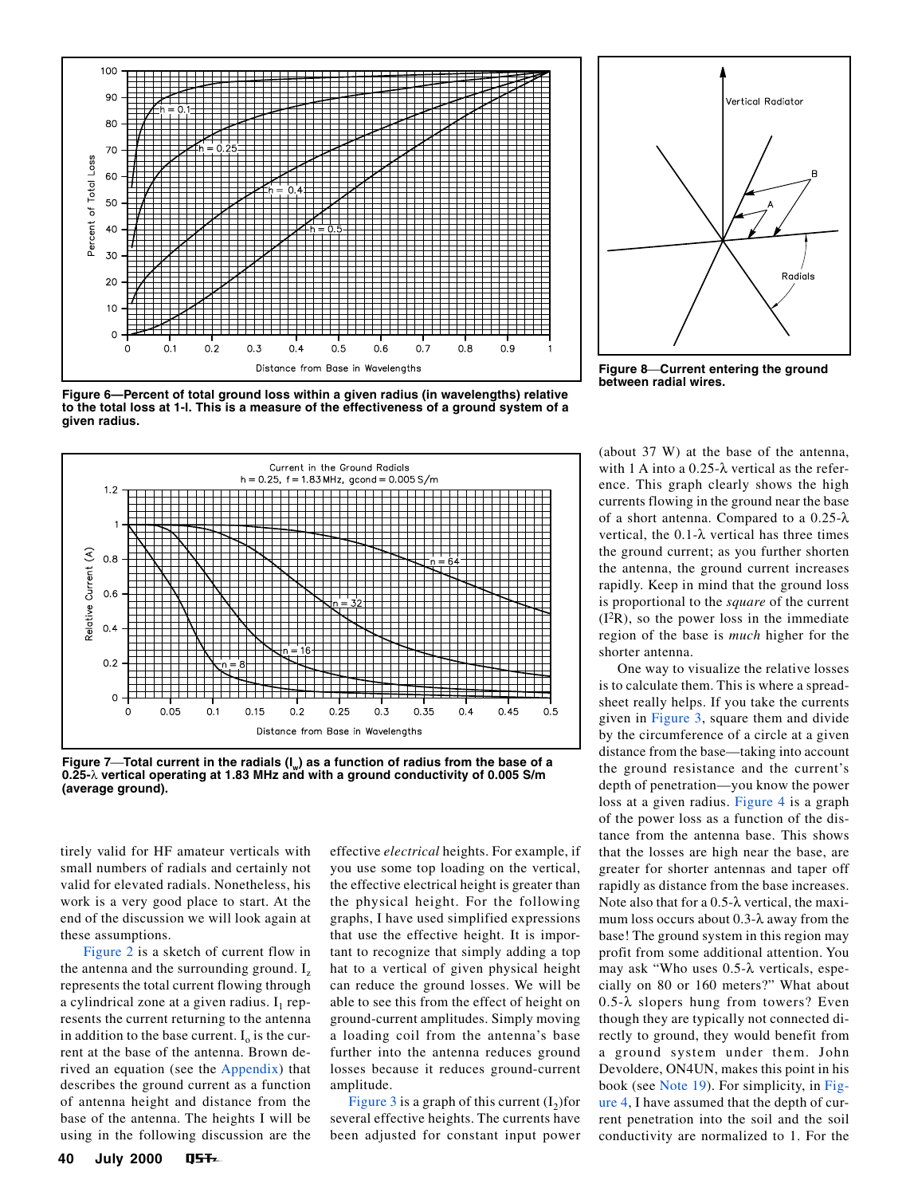Figure 6—Percent of total ground loss within a given radius (in wavelengths) relative to the total loss at 1-l. This is a measure of the effectiveness of a ground system of a given radius.

Figure 8—Current entering the ground between radial wires.

Figure 7—Total current in the radials ($I_w$) as a function of radius from the base of a 0.25-λ vertical operating at 1.83 MHz and with a ground conductivity of 0.005 S/m (average ground).

tirely valid for HF amateur verticals with small numbers of radials and certainly not valid for elevated radials. Nonetheless, his work is a very good place to start. At the end of the discussion we will look again at these assumptions.

Figure 2 is a sketch of current flow in the antenna and the surrounding ground. $I_z$ represents the total current flowing through a cylindrical zone at a given radius. $I_1$ represents the current returning to the antenna in addition to the base current. $I_o$ is the current at the base of the antenna. Brown derived an equation (see the Appendix) that describes the ground current as a function of antenna height and distance from the base of the antenna. The heights I will be using in the following discussion are the effective *electrical* heights. For example, if you use some top loading on the vertical, the effective electrical height is greater than the physical height. For the following graphs, I have used simplified expressions that use the effective height. It is important to recognize that simply adding a top hat to a vertical of given physical height can reduce the ground losses. We will be able to see this from the effect of height on ground-current amplitudes. Simply moving a loading coil from the antenna's base further into the antenna reduces ground losses because it reduces ground-current amplitude.

Figure 3 is a graph of this current ($I_2$)for several effective heights. The currents have been adjusted for constant input power (about 37 W) at the base of the antenna, with 1 A into a 0.25-λ vertical as the reference. This graph clearly shows the high currents flowing in the ground near the base of a short antenna. Compared to a 0.25-λ vertical, the 0.1-λ vertical has three times the ground current; as you further shorten the antenna, the ground current increases rapidly. Keep in mind that the ground loss is proportional to the *square* of the current ($I^2R$), so the power loss in the immediate region of the base is *much* higher for the shorter antenna.

One way to visualize the relative losses is to calculate them. This is where a spreadsheet really helps. If you take the currents given in Figure 3, square them and divide by the circumference of a circle at a given distance from the base—taking into account the ground resistance and the current's depth of penetration—you know the power loss at a given radius. Figure 4 is a graph of the power loss as a function of the distance from the antenna base. This shows that the losses are high near the base, are greater for shorter antennas and taper off rapidly as distance from the base increases. Note also that for a 0.5-λ vertical, the maximum loss occurs about 0.3-λ away from the base! The ground system in this region may profit from some additional attention. You may ask "Who uses 0.5-λ verticals, especially on 80 or 160 meters?" What about 0.5-λ slopers hung from towers? Even though they are typically not connected directly to ground, they would benefit from a ground system under them. John Devoldere, ON4UN, makes this point in his book (see Note 19). For simplicity, in Figure 4, I have assumed that the depth of current penetration into the soil and the soil conductivity are normalized to 1. For the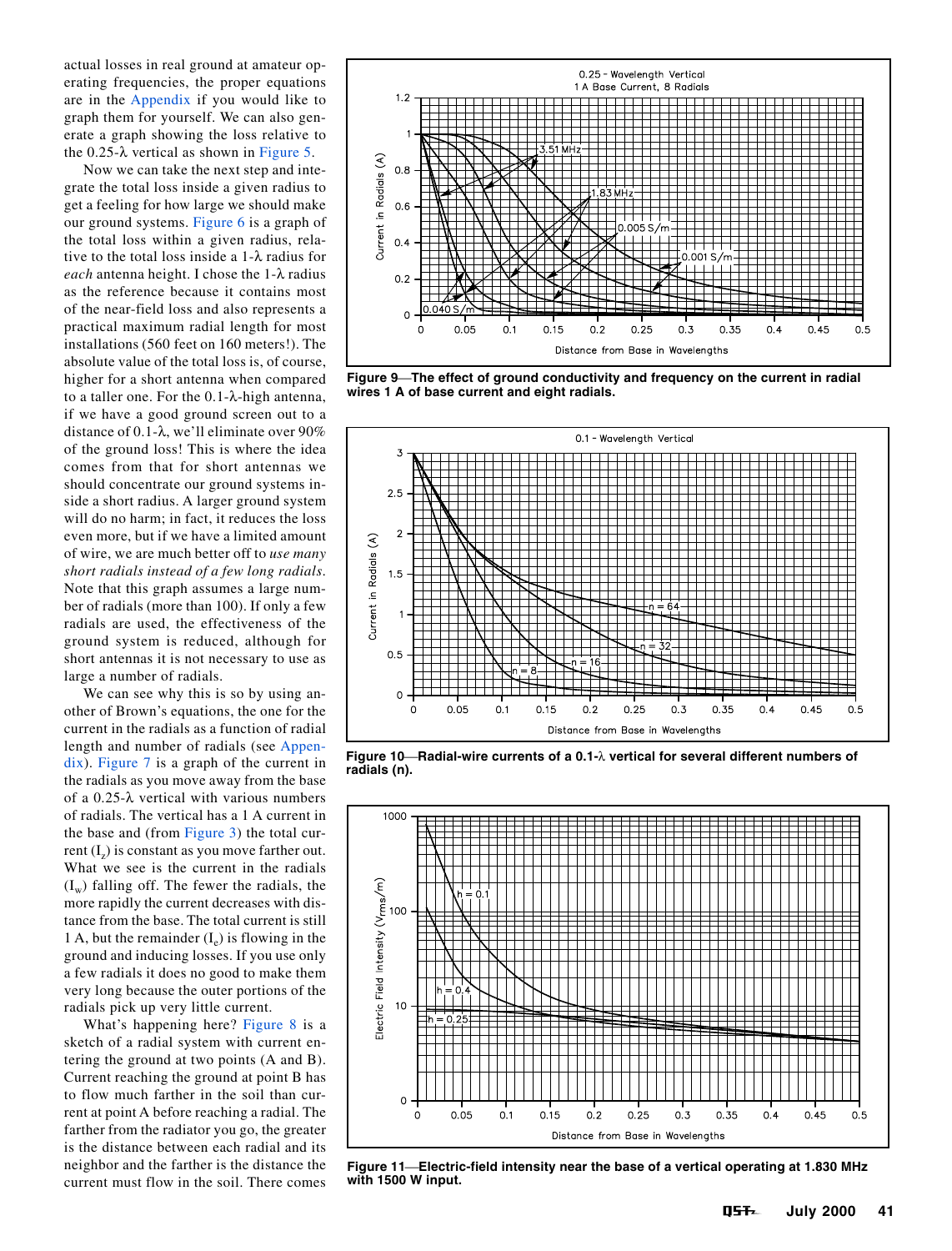actual losses in real ground at amateur operating frequencies, the proper equations are in the Appendix if you would like to graph them for yourself. We can also generate a graph showing the loss relative to the 0.25-λ vertical as shown in Figure 5.

Now we can take the next step and integrate the total loss inside a given radius to get a feeling for how large we should make our ground systems. Figure 6 is a graph of the total loss within a given radius, relative to the total loss inside a 1-λ radius for *each* antenna height. I chose the 1-λ radius as the reference because it contains most of the near-field loss and also represents a practical maximum radial length for most installations (560 feet on 160 meters!). The absolute value of the total loss is, of course, higher for a short antenna when compared to a taller one. For the 0.1-λ-high antenna, if we have a good ground screen out to a distance of 0.1-λ, we'll eliminate over 90% of the ground loss! This is where the idea comes from that for short antennas we should concentrate our ground systems inside a short radius. A larger ground system will do no harm; in fact, it reduces the loss even more, but if we have a limited amount of wire, we are much better off to *use many short radials instead of a few long radials*. Note that this graph assumes a large number of radials (more than 100). If only a few radials are used, the effectiveness of the ground system is reduced, although for short antennas it is not necessary to use as large a number of radials.

We can see why this is so by using another of Brown's equations, the one for the current in the radials as a function of radial length and number of radials (see Appendix). Figure 7 is a graph of the current in the radials as you move away from the base of a 0.25-λ vertical with various numbers of radials. The vertical has a 1 A current in the base and (from Figure 3) the total current ($I_z$) is constant as you move farther out. What we see is the current in the radials ($I_w$) falling off. The fewer the radials, the more rapidly the current decreases with distance from the base. The total current is still 1 A, but the remainder ($I_e$) is flowing in the ground and inducing losses. If you use only a few radials it does no good to make them very long because the outer portions of the radials pick up very little current.

What's happening here? Figure 8 is a sketch of a radial system with current entering the ground at two points (A and B). Current reaching the ground at point B has to flow much farther in the soil than current at point A before reaching a radial. The farther from the radiator you go, the greater is the distance between each radial and its neighbor and the farther is the distance the current must flow in the soil. There comes

**Figure 9—The effect of ground conductivity and frequency on the current in radial wires 1 A of base current and eight radials.**

**Figure 10—Radial-wire currents of a 0.1-λ vertical for several different numbers of radials (n).**

**Figure 11—Electric-field intensity near the base of a vertical operating at 1.830 MHz with 1500 W input.**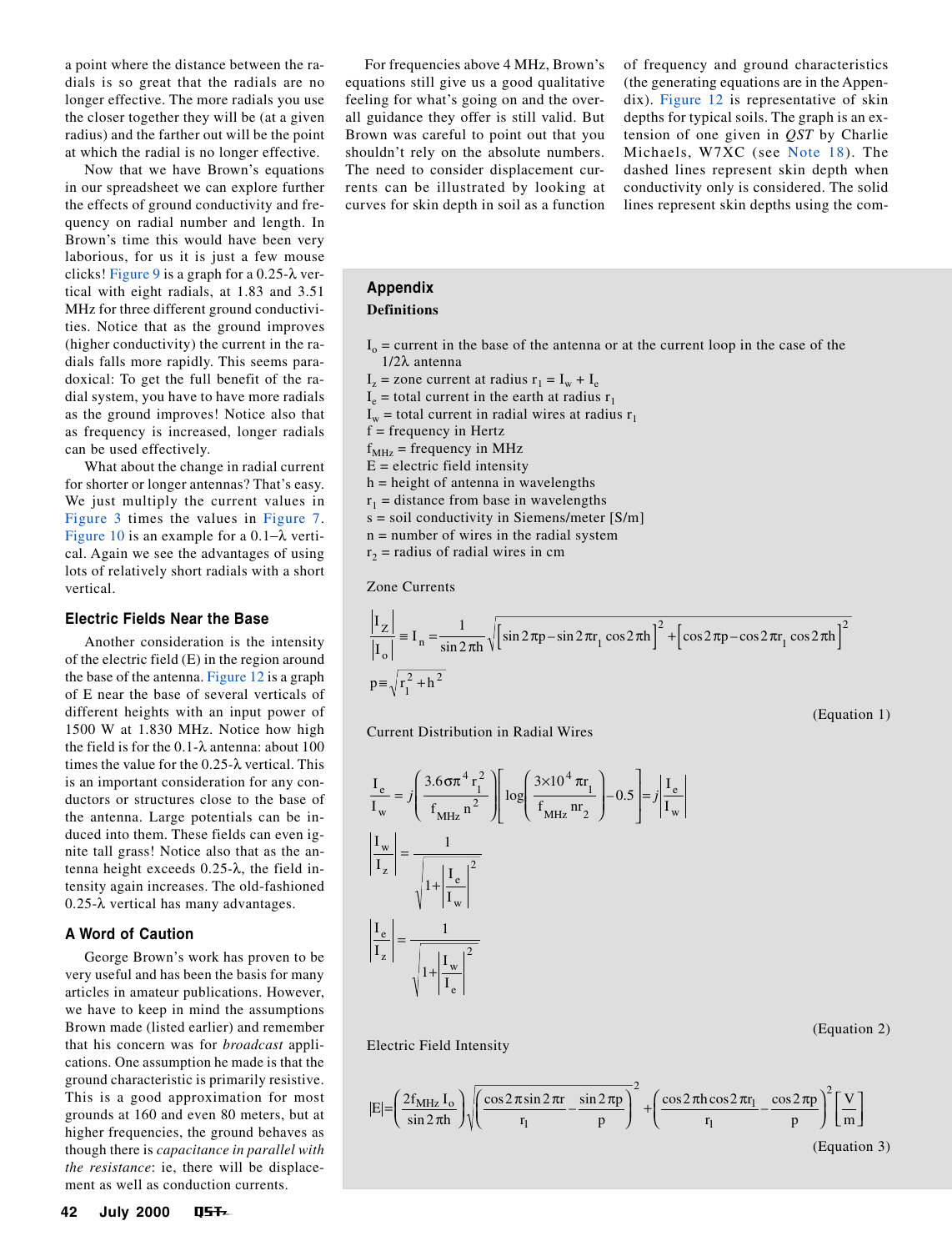a point where the distance between the radials is so great that the radials are no longer effective. The more radials you use the closer together they will be (at a given radius) and the farther out will be the point at which the radial is no longer effective.

Now that we have Brown's equations in our spreadsheet we can explore further the effects of ground conductivity and frequency on radial number and length. In Brown's time this would have been very laborious, for us it is just a few mouse clicks! Figure 9 is a graph for a 0.25-λ vertical with eight radials, at 1.83 and 3.51 MHz for three different ground conductivities. Notice that as the ground improves (higher conductivity) the current in the radials falls more rapidly. This seems paradoxical: To get the full benefit of the radial system, you have to have more radials as the ground improves! Notice also that as frequency is increased, longer radials can be used effectively.

What about the change in radial current for shorter or longer antennas? That's easy. We just multiply the current values in Figure 3 times the values in Figure 7. Figure 10 is an example for a 0.1–λ vertical. Again we see the advantages of using lots of relatively short radials with a short vertical.

### Electric Fields Near the Base

Another consideration is the intensity of the electric field (E) in the region around the base of the antenna. Figure 12 is a graph of E near the base of several verticals of different heights with an input power of 1500 W at 1.830 MHz. Notice how high the field is for the 0.1-λ antenna: about 100 times the value for the 0.25-λ vertical. This is an important consideration for any conductors or structures close to the base of the antenna. Large potentials can be induced into them. These fields can even ignite tall grass! Notice also that as the antenna height exceeds 0.25-λ, the field intensity again increases. The old-fashioned 0.25-λ vertical has many advantages.

### A Word of Caution

George Brown's work has proven to be very useful and has been the basis for many articles in amateur publications. However, we have to keep in mind the assumptions Brown made (listed earlier) and remember that his concern was for *broadcast* applications. One assumption he made is that the ground characteristic is primarily resistive. This is a good approximation for most grounds at 160 and even 80 meters, but at higher frequencies, the ground behaves as though there is *capacitance in parallel with the resistance*: ie, there will be displacement as well as conduction currents.

For frequencies above 4 MHz, Brown's equations still give us a good qualitative feeling for what's going on and the overall guidance they offer is still valid. But Brown was careful to point out that you shouldn't rely on the absolute numbers. The need to consider displacement currents can be illustrated by looking at curves for skin depth in soil as a function of frequency and ground characteristics (the generating equations are in the Appendix). Figure 12 is representative of skin depths for typical soils. The graph is an extension of one given in *QST* by Charlie Michaels, W7XC (see Note 18). The dashed lines represent skin depth when conductivity only is considered. The solid lines represent skin depths using the com-

## Appendix

### Definitions

$I_o$ = current in the base of the antenna or at the current loop in the case of the 1/2λ antenna
$I_z$ = zone current at radius $r_1 = I_w + I_e$
$I_e$ = total current in the earth at radius $r_1$
$I_w$ = total current in radial wires at radius $r_1$
f = frequency in Hertz
$f_{MHz}$ = frequency in MHz
E = electric field intensity
h = height of antenna in wavelengths
$r_1$ = distance from base in wavelengths
s = soil conductivity in Siemens/meter [S/m]
n = number of wires in the radial system
$r_2$ = radius of radial wires in cm

Zone Currents

$$\frac{|I_Z|}{|I_o|} \equiv I_n = \frac{1}{\sin 2\pi h}\sqrt{\left[\sin 2\pi p - \sin 2\pi r_1 \cos 2\pi h\right]^2 + \left[\cos 2\pi p - \cos 2\pi r_1 \cos 2\pi h\right]^2}$$

$$p \equiv \sqrt{r_1^2 + h^2}$$

(Equation 1)

Current Distribution in Radial Wires

$$\frac{I_e}{I_w} = j\left(\frac{3.6\sigma\pi^4 r_1^2}{f_{MHz}\, n^2}\right)\left[\log\left(\frac{3\times10^4 \pi r_1}{f_{MHz}\, n r_2}\right) - 0.5\right] = j\left|\frac{I_e}{I_w}\right|$$

$$\left|\frac{I_w}{I_z}\right| = \frac{1}{\sqrt{1+\left|\frac{I_e}{I_w}\right|^2}}$$

$$\left|\frac{I_e}{I_z}\right| = \frac{1}{\sqrt{1+\left|\frac{I_w}{I_e}\right|^2}}$$

(Equation 2)

Electric Field Intensity

$$|E| = \left(\frac{2 f_{MHz} I_o}{\sin 2\pi h}\right)\sqrt{\left(\frac{\cos 2\pi \sin 2\pi r}{r_1} - \frac{\sin 2\pi p}{p}\right)^2 + \left(\frac{\cos 2\pi h \cos 2\pi r_1}{r_1} - \frac{\cos 2\pi p}{p}\right)^2}\left[\frac{V}{m}\right]$$

(Equation 3)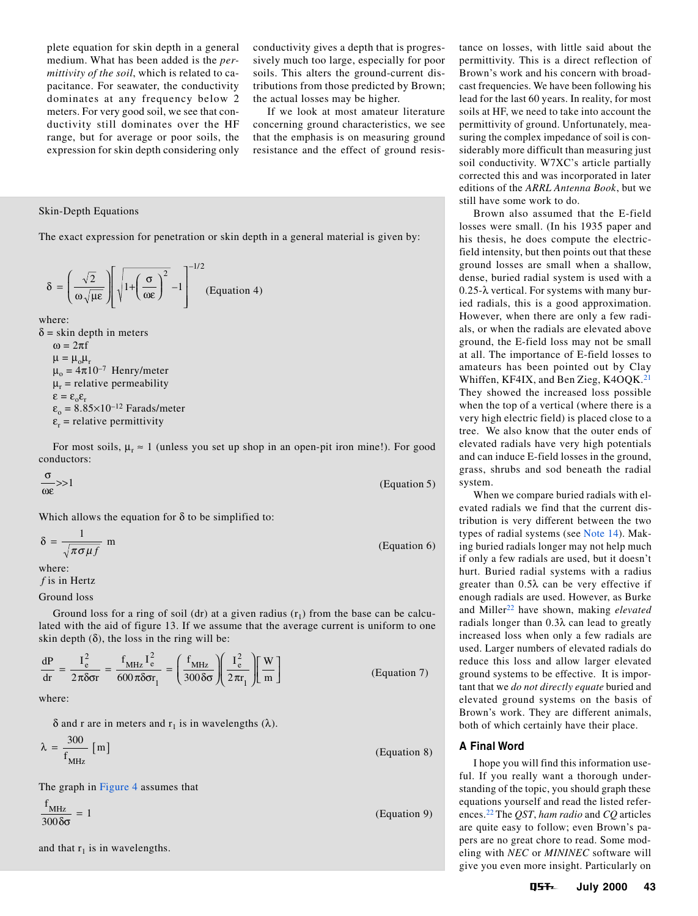plete equation for skin depth in a general medium. What has been added is the *permittivity of the soil*, which is related to capacitance. For seawater, the conductivity dominates at any frequency below 2 meters. For very good soil, we see that conductivity still dominates over the HF range, but for average or poor soils, the expression for skin depth considering only conductivity gives a depth that is progressively much too large, especially for poor soils. This alters the ground-current distributions from those predicted by Brown; the actual losses may be higher.

If we look at most amateur literature concerning ground characteristics, we see that the emphasis is on measuring ground resistance and the effect of ground resistance on losses, with little said about the permittivity. This is a direct reflection of Brown's work and his concern with broadcast frequencies. We have been following his lead for the last 60 years. In reality, for most soils at HF, we need to take into account the permittivity of ground. Unfortunately, measuring the complex impedance of soil is considerably more difficult than measuring just soil conductivity. W7XC's article partially corrected this and was incorporated in later editions of the *ARRL Antenna Book*, but we still have some work to do.

Brown also assumed that the E-field losses were small. (In his 1935 paper and his thesis, he does compute the electric-field intensity, but then points out that these ground losses are small when a shallow, dense, buried radial system is used with a 0.25-λ vertical. For systems with many buried radials, this is a good approximation. However, when there are only a few radials, or when the radials are elevated above ground, the E-field loss may not be small at all. The importance of E-field losses to amateurs has been pointed out by Clay Whiffen, KF4IX, and Ben Zieg, K4OQK.[21] They showed the increased loss possible when the top of a vertical (where there is a very high electric field) is placed close to a tree. We also know that the outer ends of elevated radials have very high potentials and can induce E-field losses in the ground, grass, shrubs and sod beneath the radial system.

When we compare buried radials with elevated radials we find that the current distribution is very different between the two types of radial systems (see Note 14). Making buried radials longer may not help much if only a few radials are used, but it doesn't hurt. Buried radial systems with a radius greater than 0.5λ can be very effective if enough radials are used. However, as Burke and Miller[22] have shown, making *elevated* radials longer than 0.3λ can lead to greatly increased loss when only a few radials are used. Larger numbers of elevated radials do reduce this loss and allow larger elevated ground systems to be effective. It is important that we *do not directly equate* buried and elevated ground systems on the basis of Brown's work. They are different animals, both of which certainly have their place.

## A Final Word

I hope you will find this information useful. If you really want a thorough understanding of the topic, you should graph these equations yourself and read the listed references.[22] The *QST*, *ham radio* and *CQ* articles are quite easy to follow; even Brown's papers are no great chore to read. Some modeling with *NEC* or *MININEC* software will give you even more insight. Particularly on

---

### Skin-Depth Equations

The exact expression for penetration or skin depth in a general material is given by:

$$\delta = \left(\frac{\sqrt{2}}{\omega\sqrt{\mu\varepsilon}}\right)\left[\sqrt{1+\left(\frac{\sigma}{\omega\varepsilon}\right)^2}-1\right]^{-1/2} \quad \text{(Equation 4)}$$

where:

$\delta$ = skin depth in meters
$\omega = 2\pi f$
$\mu = \mu_o\mu_r$
$\mu_o = 4\pi 10^{-7}$ Henry/meter
$\mu_r$ = relative permeability
$\varepsilon = \varepsilon_o\varepsilon_r$
$\varepsilon_o = 8.85\times10^{-12}$ Farads/meter
$\varepsilon_r$ = relative permittivity

For most soils, $\mu_r \approx 1$ (unless you set up shop in an open-pit iron mine!). For good conductors:

$$\frac{\sigma}{\omega\varepsilon} >> 1 \quad \text{(Equation 5)}$$

Which allows the equation for $\delta$ to be simplified to:

$$\delta = \frac{1}{\sqrt{\pi\sigma\mu f}}\ \text{m} \quad \text{(Equation 6)}$$

where:
$f$ is in Hertz

Ground loss

Ground loss for a ring of soil (dr) at a given radius ($r_1$) from the base can be calculated with the aid of figure 13. If we assume that the average current is uniform to one skin depth ($\delta$), the loss in the ring will be:

$$\frac{dP}{dr} = \frac{I_e^2}{2\pi\delta\sigma r} = \frac{f_{MHz}\, I_e^2}{600\,\pi\delta\sigma r_1} = \left(\frac{f_{MHz}}{300\,\delta\sigma}\right)\left(\frac{I_e^2}{2\pi r_1}\right)\left[\frac{W}{m}\right] \quad \text{(Equation 7)}$$

where:

$\delta$ and r are in meters and $r_1$ is in wavelengths ($\lambda$).

$$\lambda = \frac{300}{f_{MHz}}\ [\text{m}] \quad \text{(Equation 8)}$$

The graph in Figure 4 assumes that

$$\frac{f_{MHz}}{300\,\delta\sigma} = 1 \quad \text{(Equation 9)}$$

and that $r_1$ is in wavelengths.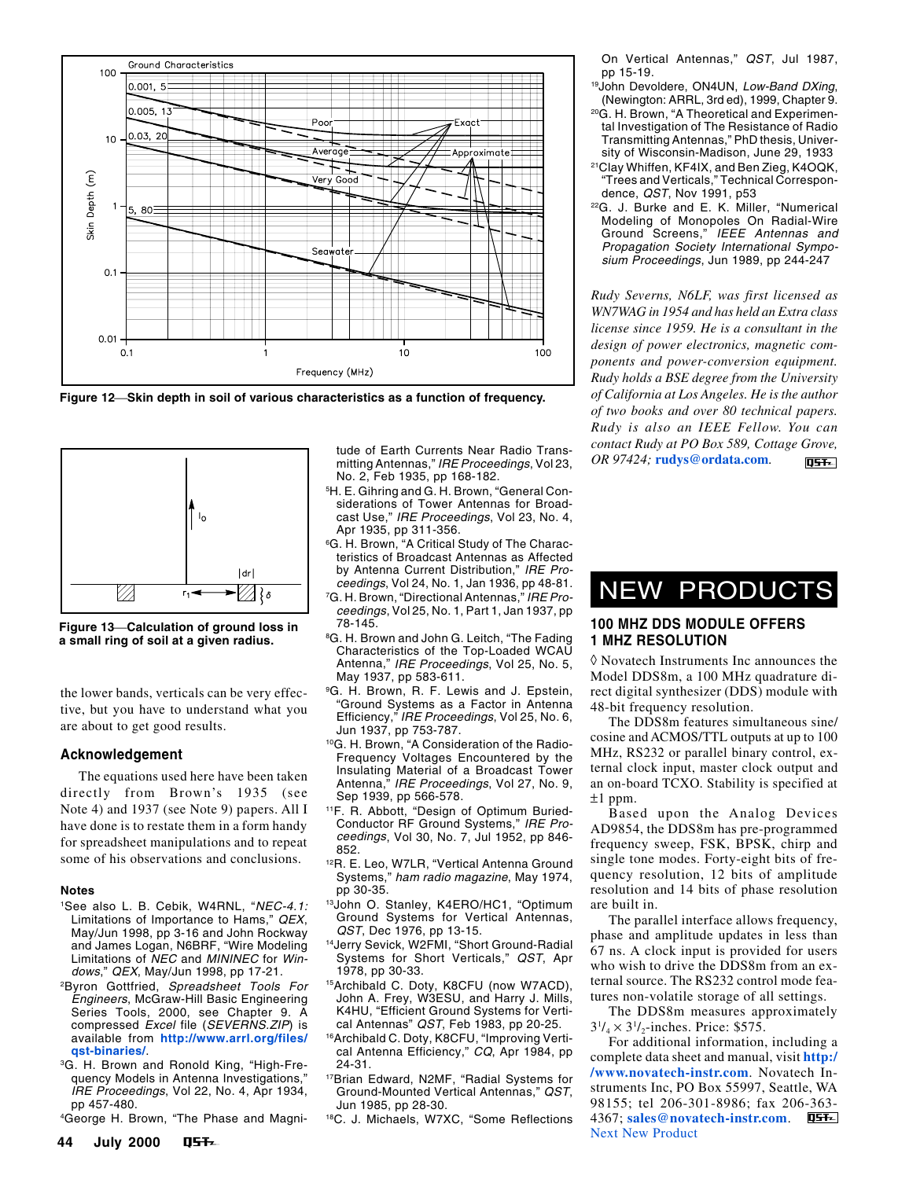Ground Characteristics

100

0.001, 5

0.005, 13

10

0.03, 20

Poor

Exact

Average

Approximate

Very Good

Skin Depth (m)

1

5, 80

Seawater

0.1

0.01

0.1

1

10

100

Frequency (MHz)

**Figure 12—Skin depth in soil of various characteristics as a function of frequency.**

$I_0$

$|dr|$

$r_1$

$\delta$

**Figure 13—Calculation of ground loss in a small ring of soil at a given radius.**

the lower bands, verticals can be very effective, but you have to understand what you are about to get good results.

## Acknowledgement

The equations used here have been taken directly from Brown's 1935 (see Note 4) and 1937 (see Note 9) papers. All I have done is to restate them in a form handy for spreadsheet manipulations and to repeat some of his observations and conclusions.

### Notes

[1]See also L. B. Cebik, W4RNL, "*NEC-4.1:* Limitations of Importance to Hams," *QEX*, May/Jun 1998, pp 3-16 and John Rockway and James Logan, N6BRF, "Wire Modeling Limitations of *NEC* and *MININEC* for *Windows*," *QEX*, May/Jun 1998, pp 17-21.

[2]Byron Gottfried, *Spreadsheet Tools For Engineers*, McGraw-Hill Basic Engineering Series Tools, 2000, see Chapter 9. A compressed *Excel* file (*SEVERNS.ZIP*) is available from **http://www.arrl.org/files/qst-binaries/**.

[3]G. H. Brown and Ronald King, "High-Frequency Models in Antenna Investigations," *IRE Proceedings*, Vol 22, No. 4, Apr 1934, pp 457-480.

[4]George H. Brown, "The Phase and Magnitude of Earth Currents Near Radio Transmitting Antennas," *IRE Proceedings*, Vol 23, No. 2, Feb 1935, pp 168-182.

[5]H. E. Gihring and G. H. Brown, "General Considerations of Tower Antennas for Broadcast Use," *IRE Proceedings*, Vol 23, No. 4, Apr 1935, pp 311-356.

[6]G. H. Brown, "A Critical Study of The Characteristics of Broadcast Antennas as Affected by Antenna Current Distribution," *IRE Proceedings*, Vol 24, No. 1, Jan 1936, pp 48-81.

[7]G. H. Brown, "Directional Antennas," *IRE Proceedings*, Vol 25, No. 1, Part 1, Jan 1937, pp 78-145.

[8]G. H. Brown and John G. Leitch, "The Fading Characteristics of the Top-Loaded WCAU Antenna," *IRE Proceedings*, Vol 25, No. 5, May 1937, pp 583-611.

[9]G. H. Brown, R. F. Lewis and J. Epstein, "Ground Systems as a Factor in Antenna Efficiency," *IRE Proceedings*, Vol 25, No. 6, Jun 1937, pp 753-787.

[10]G. H. Brown, "A Consideration of the Radio-Frequency Voltages Encountered by the Insulating Material of a Broadcast Tower Antenna," *IRE Proceedings*, Vol 27, No. 9, Sep 1939, pp 566-578.

[11]F. R. Abbott, "Design of Optimum Buried-Conductor RF Ground Systems," *IRE Proceedings*, Vol 30, No. 7, Jul 1952, pp 846-852.

[12]R. E. Leo, W7LR, "Vertical Antenna Ground Systems," *ham radio magazine*, May 1974, pp 30-35.

[13]John O. Stanley, K4ERO/HC1, "Optimum Ground Systems for Vertical Antennas, *QST*, Dec 1976, pp 13-15.

[14]Jerry Sevick, W2FMI, "Short Ground-Radial Systems for Short Verticals," *QST*, Apr 1978, pp 30-33.

[15]Archibald C. Doty, K8CFU (now W7ACD), John A. Frey, W3ESU, and Harry J. Mills, K4HU, "Efficient Ground Systems for Vertical Antennas" *QST*, Feb 1983, pp 20-25.

[16]Archibald C. Doty, K8CFU, "Improving Vertical Antenna Efficiency," *CQ*, Apr 1984, pp 24-31.

[17]Brian Edward, N2MF, "Radial Systems for Ground-Mounted Vertical Antennas," *QST*, Jun 1985, pp 28-30.

[18]C. J. Michaels, W7XC, "Some Reflections On Vertical Antennas," *QST*, Jul 1987, pp 15-19.

[19]John Devoldere, ON4UN, *Low-Band DXing*, (Newington: ARRL, 3rd ed), 1999, Chapter 9.

[20]G. H. Brown, "A Theoretical and Experimental Investigation of The Resistance of Radio Transmitting Antennas," PhD thesis, University of Wisconsin-Madison, June 29, 1933

[21]Clay Whiffen, KF4IX, and Ben Zieg, K4OQK, "Trees and Verticals," Technical Correspondence, *QST*, Nov 1991, p53

[22]G. J. Burke and E. K. Miller, "Numerical Modeling of Monopoles On Radial-Wire Ground Screens," *IEEE Antennas and Propagation Society International Symposium Proceedings*, Jun 1989, pp 244-247

*Rudy Severns, N6LF, was first licensed as WN7WAG in 1954 and has held an Extra class license since 1959. He is a consultant in the design of power electronics, magnetic components and power-conversion equipment. Rudy holds a BSE degree from the University of California at Los Angeles. He is the author of two books and over 80 technical papers. Rudy is also an IEEE Fellow. You can contact Rudy at PO Box 589, Cottage Grove, OR 97424;* **rudys@ordata.com**.

# NEW PRODUCTS

## 100 MHZ DDS MODULE OFFERS 1 MHZ RESOLUTION

◊ Novatech Instruments Inc announces the Model DDS8m, a 100 MHz quadrature direct digital synthesizer (DDS) module with 48-bit frequency resolution.

The DDS8m features simultaneous sine/cosine and ACMOS/TTL outputs at up to 100 MHz, RS232 or parallel binary control, external clock input, master clock output and an on-board TCXO. Stability is specified at ±1 ppm.

Based upon the Analog Devices AD9854, the DDS8m has pre-programmed frequency sweep, FSK, BPSK, chirp and single tone modes. Forty-eight bits of frequency resolution, 12 bits of amplitude resolution and 14 bits of phase resolution are built in.

The parallel interface allows frequency, phase and amplitude updates in less than 67 ns. A clock input is provided for users who wish to drive the DDS8m from an external source. The RS232 control mode features non-volatile storage of all settings.

The DDS8m measures approximately $3^1/_4 \times 3^1/_2$-inches. Price: $575.

For additional information, including a complete data sheet and manual, visit **http://www.novatech-instr.com**. Novatech Instruments Inc, PO Box 55997, Seattle, WA 98155; tel 206-301-8986; fax 206-363-4367; **sales@novatech-instr.com**.

Next New Product